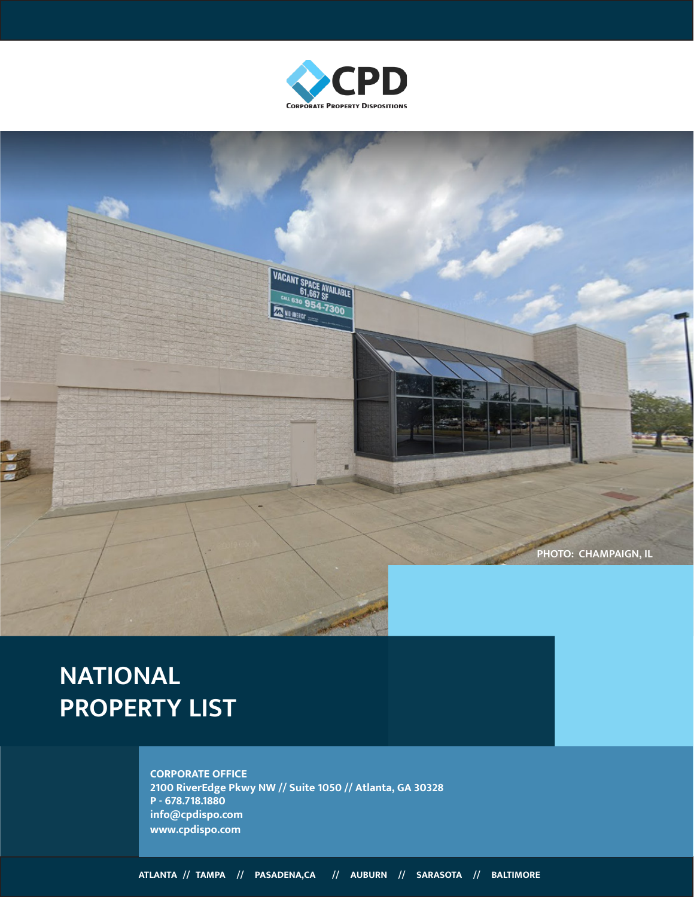CPD

CORPORATE PROPERTY DISPOSITIONS

PHOTO: CHAMPAIGN, IL

# NATIONAL PROPERTY LIST

**CORPORATE OFFICE**
**2100 RiverEdge Pkwy NW // Suite 1050 // Atlanta, GA 30328**
**P - 678.718.1880**
**info@cpdispo.com**
**www.cpdispo.com**

**ATLANTA // TAMPA // PASADENA,CA // AUBURN // SARASOTA // BALTIMORE**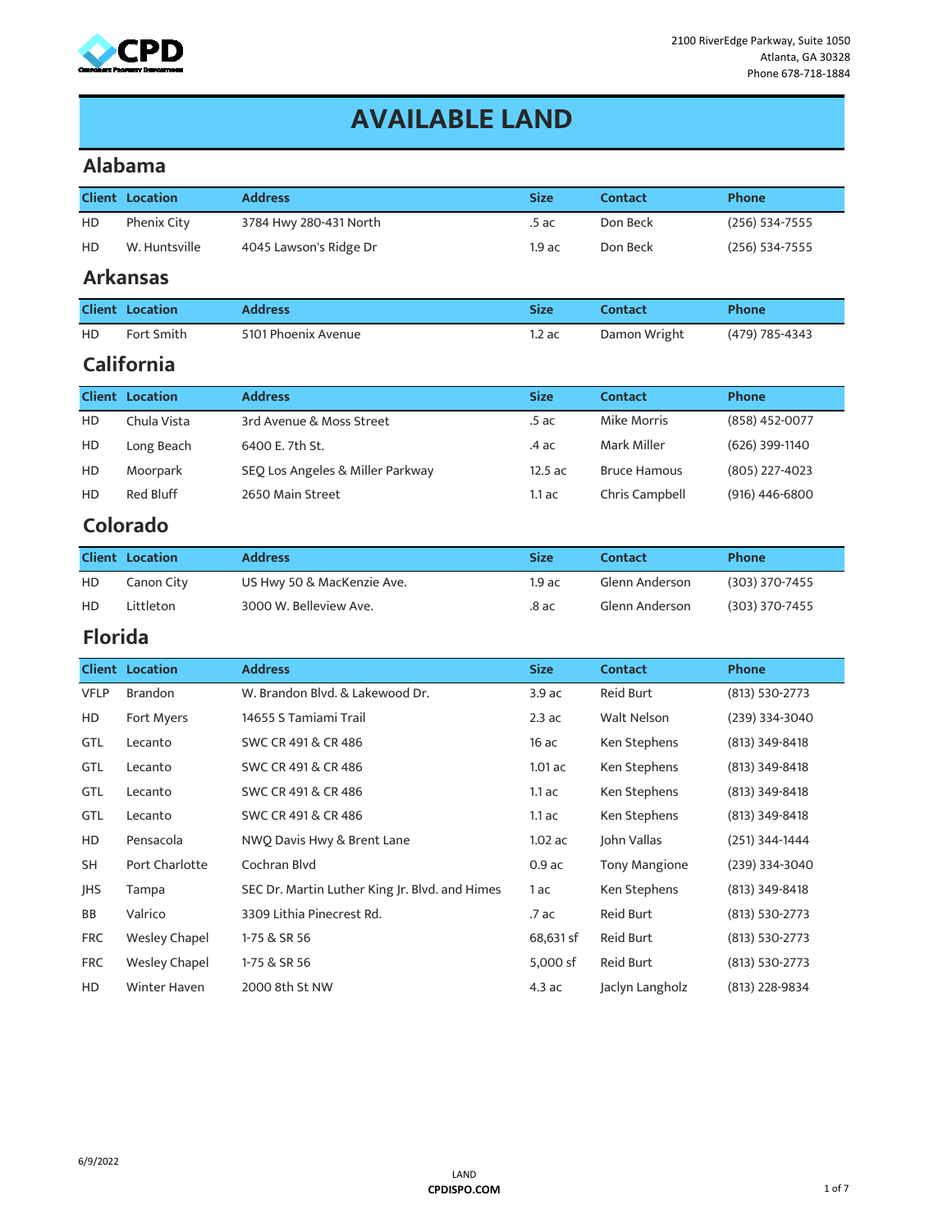2100 RiverEdge Parkway, Suite 1050
Atlanta, GA 30328
Phone 678-718-1884

# AVAILABLE LAND

## Alabama

| Client | Location | Address | Size | Contact | Phone |
|---|---|---|---|---|---|
| HD | Phenix City | 3784 Hwy 280-431 North | .5 ac | Don Beck | (256) 534-7555 |
| HD | W. Huntsville | 4045 Lawson's Ridge Dr | 1.9 ac | Don Beck | (256) 534-7555 |

## Arkansas

| Client | Location | Address | Size | Contact | Phone |
|---|---|---|---|---|---|
| HD | Fort Smith | 5101 Phoenix Avenue | 1.2 ac | Damon Wright | (479) 785-4343 |

## California

| Client | Location | Address | Size | Contact | Phone |
|---|---|---|---|---|---|
| HD | Chula Vista | 3rd Avenue & Moss Street | .5 ac | Mike Morris | (858) 452-0077 |
| HD | Long Beach | 6400 E. 7th St. | .4 ac | Mark Miller | (626) 399-1140 |
| HD | Moorpark | SEQ Los Angeles & Miller Parkway | 12.5 ac | Bruce Hamous | (805) 227-4023 |
| HD | Red Bluff | 2650 Main Street | 1.1 ac | Chris Campbell | (916) 446-6800 |

## Colorado

| Client | Location | Address | Size | Contact | Phone |
|---|---|---|---|---|---|
| HD | Canon City | US Hwy 50 & MacKenzie Ave. | 1.9 ac | Glenn Anderson | (303) 370-7455 |
| HD | Littleton | 3000 W. Belleview Ave. | .8 ac | Glenn Anderson | (303) 370-7455 |

## Florida

| Client | Location | Address | Size | Contact | Phone |
|---|---|---|---|---|---|
| VFLP | Brandon | W. Brandon Blvd. & Lakewood Dr. | 3.9 ac | Reid Burt | (813) 530-2773 |
| HD | Fort Myers | 14655 S Tamiami Trail | 2.3 ac | Walt Nelson | (239) 334-3040 |
| GTL | Lecanto | SWC CR 491 & CR 486 | 16 ac | Ken Stephens | (813) 349-8418 |
| GTL | Lecanto | SWC CR 491 & CR 486 | 1.01 ac | Ken Stephens | (813) 349-8418 |
| GTL | Lecanto | SWC CR 491 & CR 486 | 1.1 ac | Ken Stephens | (813) 349-8418 |
| GTL | Lecanto | SWC CR 491 & CR 486 | 1.1 ac | Ken Stephens | (813) 349-8418 |
| HD | Pensacola | NWQ Davis Hwy & Brent Lane | 1.02 ac | John Vallas | (251) 344-1444 |
| SH | Port Charlotte | Cochran Blvd | 0.9 ac | Tony Mangione | (239) 334-3040 |
| JHS | Tampa | SEC Dr. Martin Luther King Jr. Blvd. and Himes | 1 ac | Ken Stephens | (813) 349-8418 |
| BB | Valrico | 3309 Lithia Pinecrest Rd. | .7 ac | Reid Burt | (813) 530-2773 |
| FRC | Wesley Chapel | 1-75 & SR 56 | 68,631 sf | Reid Burt | (813) 530-2773 |
| FRC | Wesley Chapel | 1-75 & SR 56 | 5,000 sf | Reid Burt | (813) 530-2773 |
| HD | Winter Haven | 2000 8th St NW | 4.3 ac | Jaclyn Langholz | (813) 228-9834 |

6/9/2022

LAND
CPDISPO.COM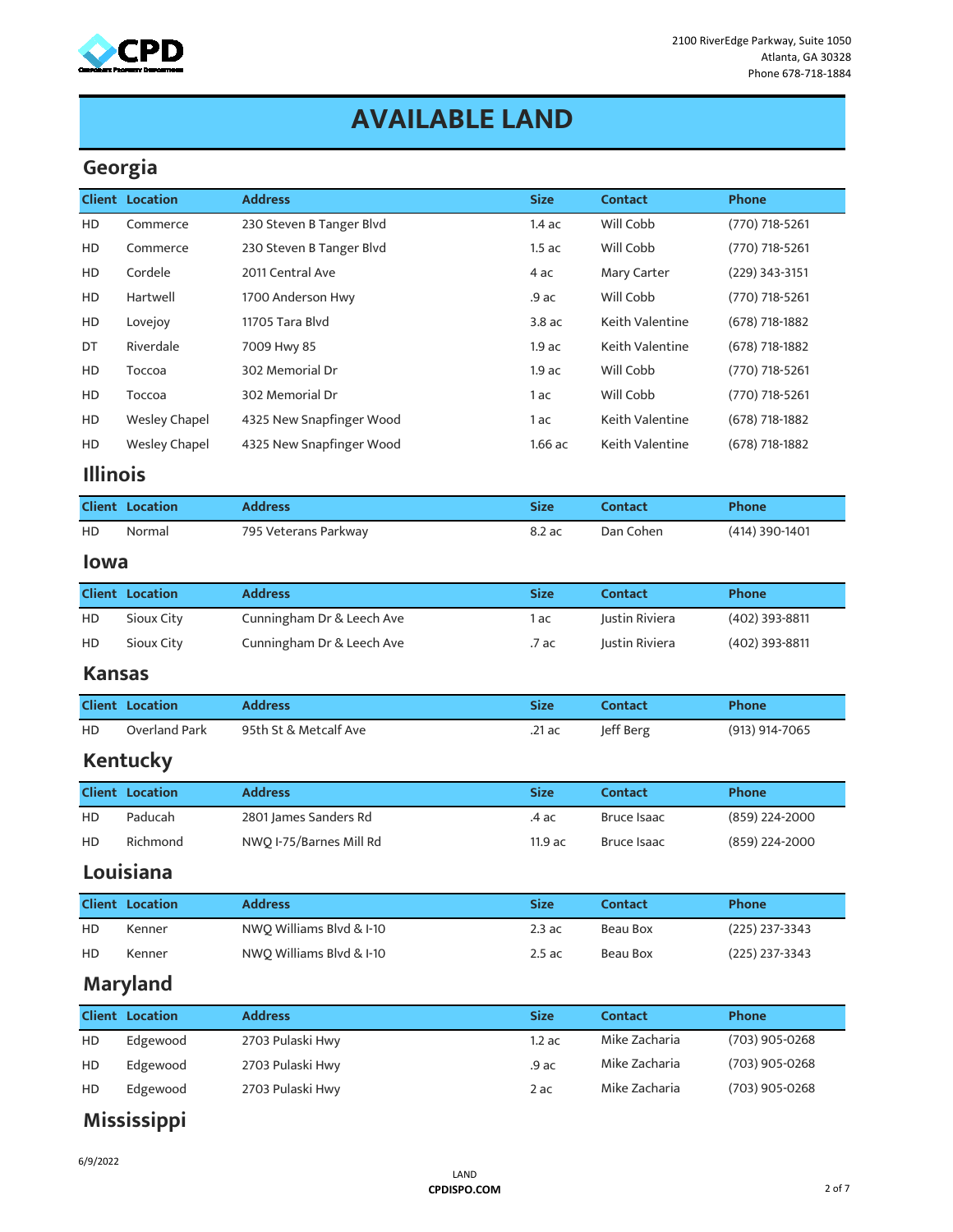2100 RiverEdge Parkway, Suite 1050
Atlanta, GA 30328
Phone 678-718-1884

# AVAILABLE LAND

## Georgia

| Client | Location | Address | Size | Contact | Phone |
|---|---|---|---|---|---|
| HD | Commerce | 230 Steven B Tanger Blvd | 1.4 ac | Will Cobb | (770) 718-5261 |
| HD | Commerce | 230 Steven B Tanger Blvd | 1.5 ac | Will Cobb | (770) 718-5261 |
| HD | Cordele | 2011 Central Ave | 4 ac | Mary Carter | (229) 343-3151 |
| HD | Hartwell | 1700 Anderson Hwy | .9 ac | Will Cobb | (770) 718-5261 |
| HD | Lovejoy | 11705 Tara Blvd | 3.8 ac | Keith Valentine | (678) 718-1882 |
| DT | Riverdale | 7009 Hwy 85 | 1.9 ac | Keith Valentine | (678) 718-1882 |
| HD | Toccoa | 302 Memorial Dr | 1.9 ac | Will Cobb | (770) 718-5261 |
| HD | Toccoa | 302 Memorial Dr | 1 ac | Will Cobb | (770) 718-5261 |
| HD | Wesley Chapel | 4325 New Snapfinger Wood | 1 ac | Keith Valentine | (678) 718-1882 |
| HD | Wesley Chapel | 4325 New Snapfinger Wood | 1.66 ac | Keith Valentine | (678) 718-1882 |

## Illinois

| Client | Location | Address | Size | Contact | Phone |
|---|---|---|---|---|---|
| HD | Normal | 795 Veterans Parkway | 8.2 ac | Dan Cohen | (414) 390-1401 |

## Iowa

| Client | Location | Address | Size | Contact | Phone |
|---|---|---|---|---|---|
| HD | Sioux City | Cunningham Dr & Leech Ave | 1 ac | Justin Riviera | (402) 393-8811 |
| HD | Sioux City | Cunningham Dr & Leech Ave | .7 ac | Justin Riviera | (402) 393-8811 |

## Kansas

| Client | Location | Address | Size | Contact | Phone |
|---|---|---|---|---|---|
| HD | Overland Park | 95th St & Metcalf Ave | .21 ac | Jeff Berg | (913) 914-7065 |

## Kentucky

| Client | Location | Address | Size | Contact | Phone |
|---|---|---|---|---|---|
| HD | Paducah | 2801 James Sanders Rd | .4 ac | Bruce Isaac | (859) 224-2000 |
| HD | Richmond | NWQ I-75/Barnes Mill Rd | 11.9 ac | Bruce Isaac | (859) 224-2000 |

## Louisiana

| Client | Location | Address | Size | Contact | Phone |
|---|---|---|---|---|---|
| HD | Kenner | NWQ Williams Blvd & I-10 | 2.3 ac | Beau Box | (225) 237-3343 |
| HD | Kenner | NWQ Williams Blvd & I-10 | 2.5 ac | Beau Box | (225) 237-3343 |

## Maryland

| Client | Location | Address | Size | Contact | Phone |
|---|---|---|---|---|---|
| HD | Edgewood | 2703 Pulaski Hwy | 1.2 ac | Mike Zacharia | (703) 905-0268 |
| HD | Edgewood | 2703 Pulaski Hwy | .9 ac | Mike Zacharia | (703) 905-0268 |
| HD | Edgewood | 2703 Pulaski Hwy | 2 ac | Mike Zacharia | (703) 905-0268 |

## Mississippi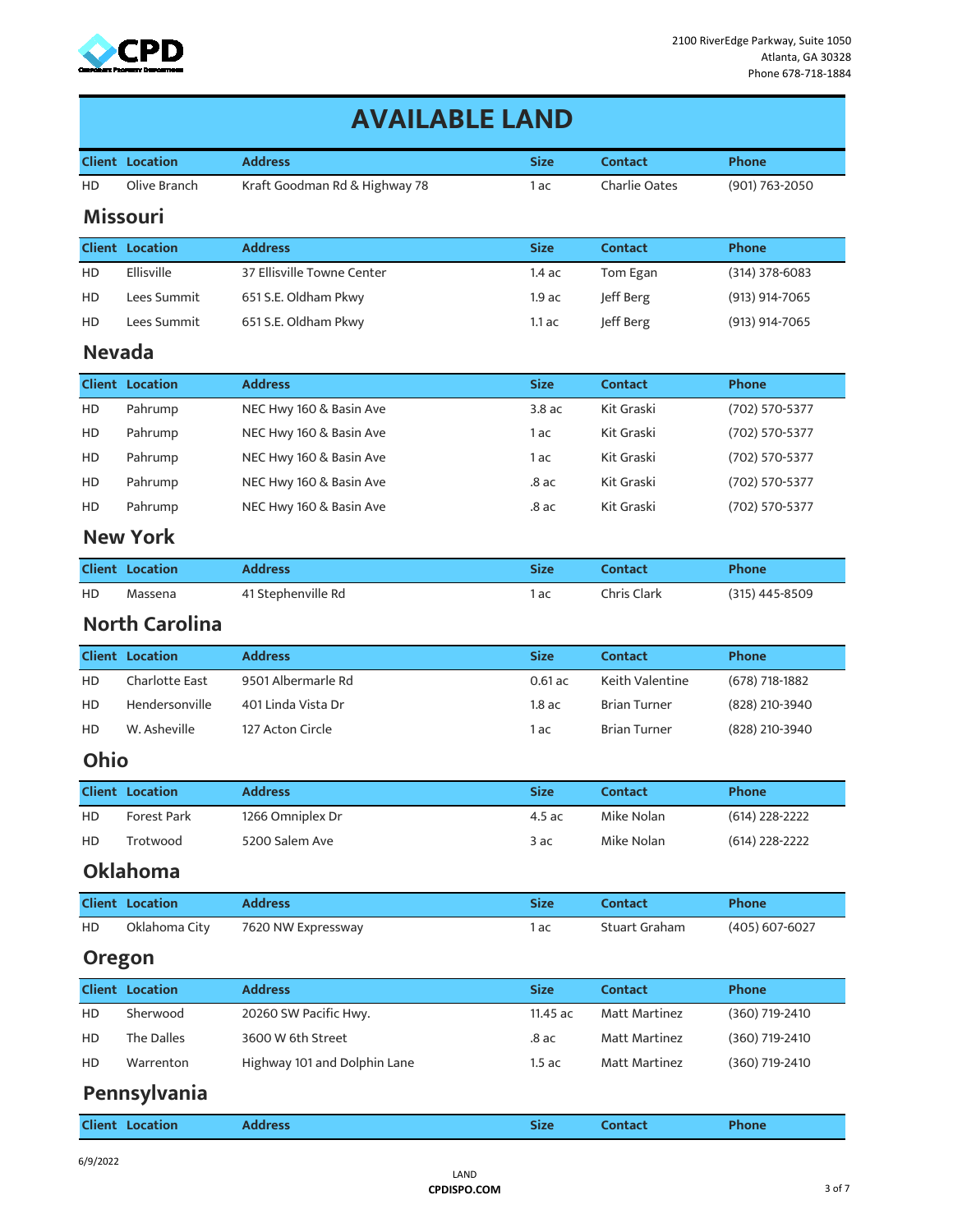# AVAILABLE LAND

| Client | Location | Address | Size | Contact | Phone |
|---|---|---|---|---|---|
| HD | Olive Branch | Kraft Goodman Rd & Highway 78 | 1 ac | Charlie Oates | (901) 763-2050 |

## Missouri

| Client | Location | Address | Size | Contact | Phone |
|---|---|---|---|---|---|
| HD | Ellisville | 37 Ellisville Towne Center | 1.4 ac | Tom Egan | (314) 378-6083 |
| HD | Lees Summit | 651 S.E. Oldham Pkwy | 1.9 ac | Jeff Berg | (913) 914-7065 |
| HD | Lees Summit | 651 S.E. Oldham Pkwy | 1.1 ac | Jeff Berg | (913) 914-7065 |

## Nevada

| Client | Location | Address | Size | Contact | Phone |
|---|---|---|---|---|---|
| HD | Pahrump | NEC Hwy 160 & Basin Ave | 3.8 ac | Kit Graski | (702) 570-5377 |
| HD | Pahrump | NEC Hwy 160 & Basin Ave | 1 ac | Kit Graski | (702) 570-5377 |
| HD | Pahrump | NEC Hwy 160 & Basin Ave | 1 ac | Kit Graski | (702) 570-5377 |
| HD | Pahrump | NEC Hwy 160 & Basin Ave | .8 ac | Kit Graski | (702) 570-5377 |
| HD | Pahrump | NEC Hwy 160 & Basin Ave | .8 ac | Kit Graski | (702) 570-5377 |

## New York

| Client | Location | Address | Size | Contact | Phone |
|---|---|---|---|---|---|
| HD | Massena | 41 Stephenville Rd | 1 ac | Chris Clark | (315) 445-8509 |

## North Carolina

| Client | Location | Address | Size | Contact | Phone |
|---|---|---|---|---|---|
| HD | Charlotte East | 9501 Albermarle Rd | 0.61 ac | Keith Valentine | (678) 718-1882 |
| HD | Hendersonville | 401 Linda Vista Dr | 1.8 ac | Brian Turner | (828) 210-3940 |
| HD | W. Asheville | 127 Acton Circle | 1 ac | Brian Turner | (828) 210-3940 |

## Ohio

| Client | Location | Address | Size | Contact | Phone |
|---|---|---|---|---|---|
| HD | Forest Park | 1266 Omniplex Dr | 4.5 ac | Mike Nolan | (614) 228-2222 |
| HD | Trotwood | 5200 Salem Ave | 3 ac | Mike Nolan | (614) 228-2222 |

## Oklahoma

| Client | Location | Address | Size | Contact | Phone |
|---|---|---|---|---|---|
| HD | Oklahoma City | 7620 NW Expressway | 1 ac | Stuart Graham | (405) 607-6027 |

## Oregon

| Client | Location | Address | Size | Contact | Phone |
|---|---|---|---|---|---|
| HD | Sherwood | 20260 SW Pacific Hwy. | 11.45 ac | Matt Martinez | (360) 719-2410 |
| HD | The Dalles | 3600 W 6th Street | .8 ac | Matt Martinez | (360) 719-2410 |
| HD | Warrenton | Highway 101 and Dolphin Lane | 1.5 ac | Matt Martinez | (360) 719-2410 |

## Pennsylvania

| Client | Location | Address | Size | Contact | Phone |
|---|---|---|---|---|---|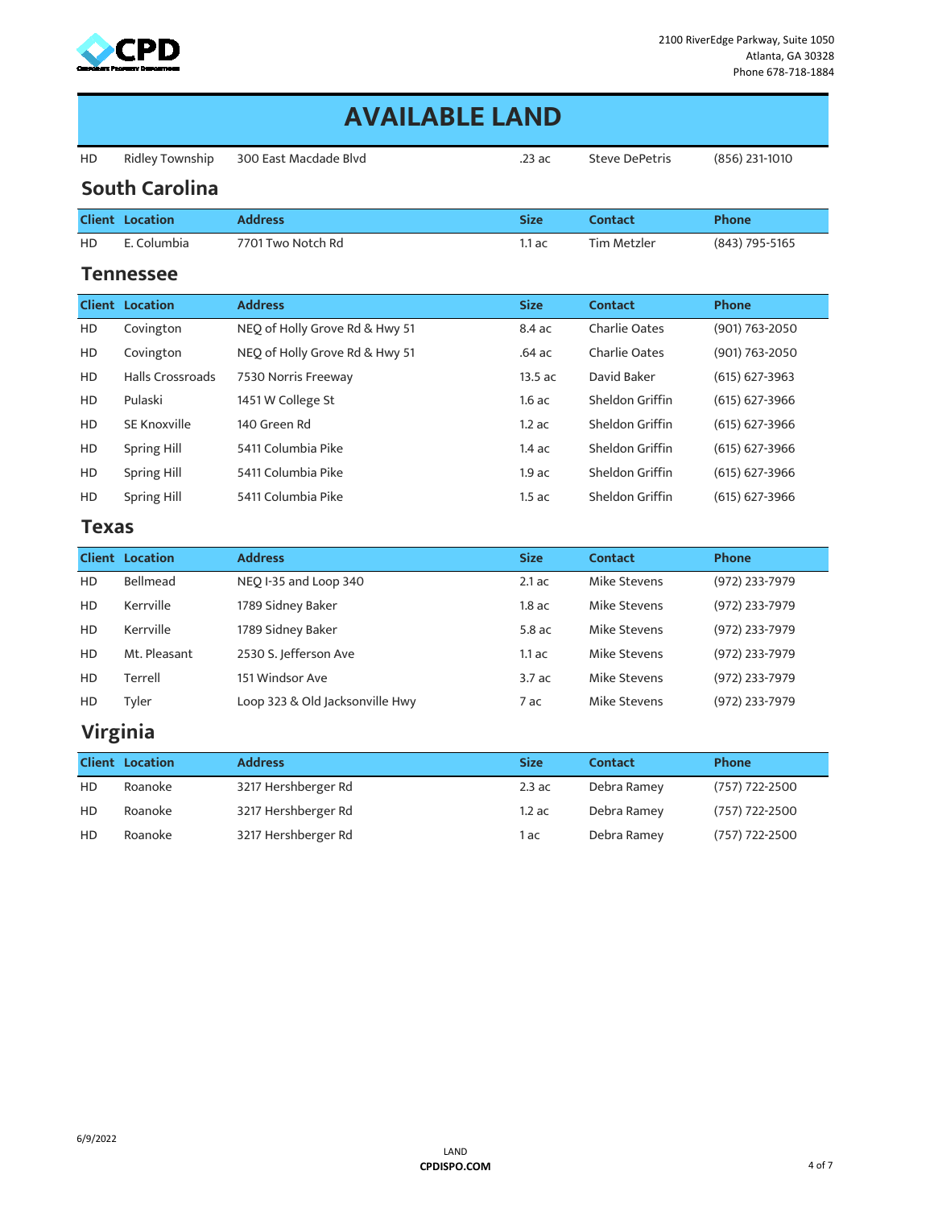# AVAILABLE LAND

| HD | Ridley Township | 300 East Macdade Blvd | .23 ac | Steve DePetris | (856) 231-1010 |
|---|---|---|---|---|---|

## South Carolina

| Client | Location | Address | Size | Contact | Phone |
|---|---|---|---|---|---|
| HD | E. Columbia | 7701 Two Notch Rd | 1.1 ac | Tim Metzler | (843) 795-5165 |

## Tennessee

| Client | Location | Address | Size | Contact | Phone |
|---|---|---|---|---|---|
| HD | Covington | NEQ of Holly Grove Rd & Hwy 51 | 8.4 ac | Charlie Oates | (901) 763-2050 |
| HD | Covington | NEQ of Holly Grove Rd & Hwy 51 | .64 ac | Charlie Oates | (901) 763-2050 |
| HD | Halls Crossroads | 7530 Norris Freeway | 13.5 ac | David Baker | (615) 627-3963 |
| HD | Pulaski | 1451 W College St | 1.6 ac | Sheldon Griffin | (615) 627-3966 |
| HD | SE Knoxville | 140 Green Rd | 1.2 ac | Sheldon Griffin | (615) 627-3966 |
| HD | Spring Hill | 5411 Columbia Pike | 1.4 ac | Sheldon Griffin | (615) 627-3966 |
| HD | Spring Hill | 5411 Columbia Pike | 1.9 ac | Sheldon Griffin | (615) 627-3966 |
| HD | Spring Hill | 5411 Columbia Pike | 1.5 ac | Sheldon Griffin | (615) 627-3966 |

## Texas

| Client | Location | Address | Size | Contact | Phone |
|---|---|---|---|---|---|
| HD | Bellmead | NEQ I-35 and Loop 340 | 2.1 ac | Mike Stevens | (972) 233-7979 |
| HD | Kerrville | 1789 Sidney Baker | 1.8 ac | Mike Stevens | (972) 233-7979 |
| HD | Kerrville | 1789 Sidney Baker | 5.8 ac | Mike Stevens | (972) 233-7979 |
| HD | Mt. Pleasant | 2530 S. Jefferson Ave | 1.1 ac | Mike Stevens | (972) 233-7979 |
| HD | Terrell | 151 Windsor Ave | 3.7 ac | Mike Stevens | (972) 233-7979 |
| HD | Tyler | Loop 323 & Old Jacksonville Hwy | 7 ac | Mike Stevens | (972) 233-7979 |

## Virginia

| Client | Location | Address | Size | Contact | Phone |
|---|---|---|---|---|---|
| HD | Roanoke | 3217 Hershberger Rd | 2.3 ac | Debra Ramey | (757) 722-2500 |
| HD | Roanoke | 3217 Hershberger Rd | 1.2 ac | Debra Ramey | (757) 722-2500 |
| HD | Roanoke | 3217 Hershberger Rd | 1 ac | Debra Ramey | (757) 722-2500 |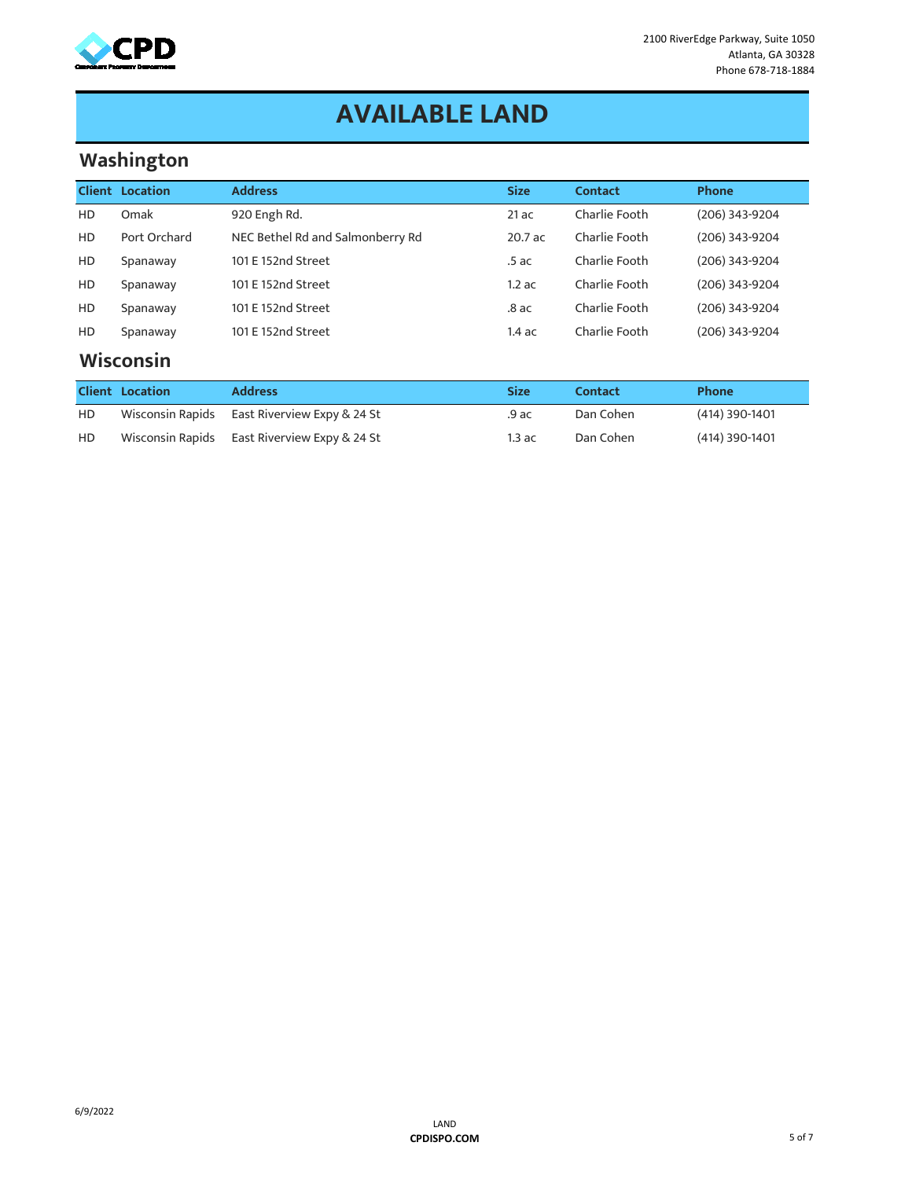2100 RiverEdge Parkway, Suite 1050
Atlanta, GA 30328
Phone 678-718-1884

# AVAILABLE LAND

## Washington

| Client | Location | Address | Size | Contact | Phone |
|---|---|---|---|---|---|
| HD | Omak | 920 Engh Rd. | 21 ac | Charlie Footh | (206) 343-9204 |
| HD | Port Orchard | NEC Bethel Rd and Salmonberry Rd | 20.7 ac | Charlie Footh | (206) 343-9204 |
| HD | Spanaway | 101 E 152nd Street | .5 ac | Charlie Footh | (206) 343-9204 |
| HD | Spanaway | 101 E 152nd Street | 1.2 ac | Charlie Footh | (206) 343-9204 |
| HD | Spanaway | 101 E 152nd Street | .8 ac | Charlie Footh | (206) 343-9204 |
| HD | Spanaway | 101 E 152nd Street | 1.4 ac | Charlie Footh | (206) 343-9204 |

## Wisconsin

| Client | Location | Address | Size | Contact | Phone |
|---|---|---|---|---|---|
| HD | Wisconsin Rapids | East Riverview Expy & 24 St | .9 ac | Dan Cohen | (414) 390-1401 |
| HD | Wisconsin Rapids | East Riverview Expy & 24 St | 1.3 ac | Dan Cohen | (414) 390-1401 |

6/9/2022

LAND
**CPDISPO.COM**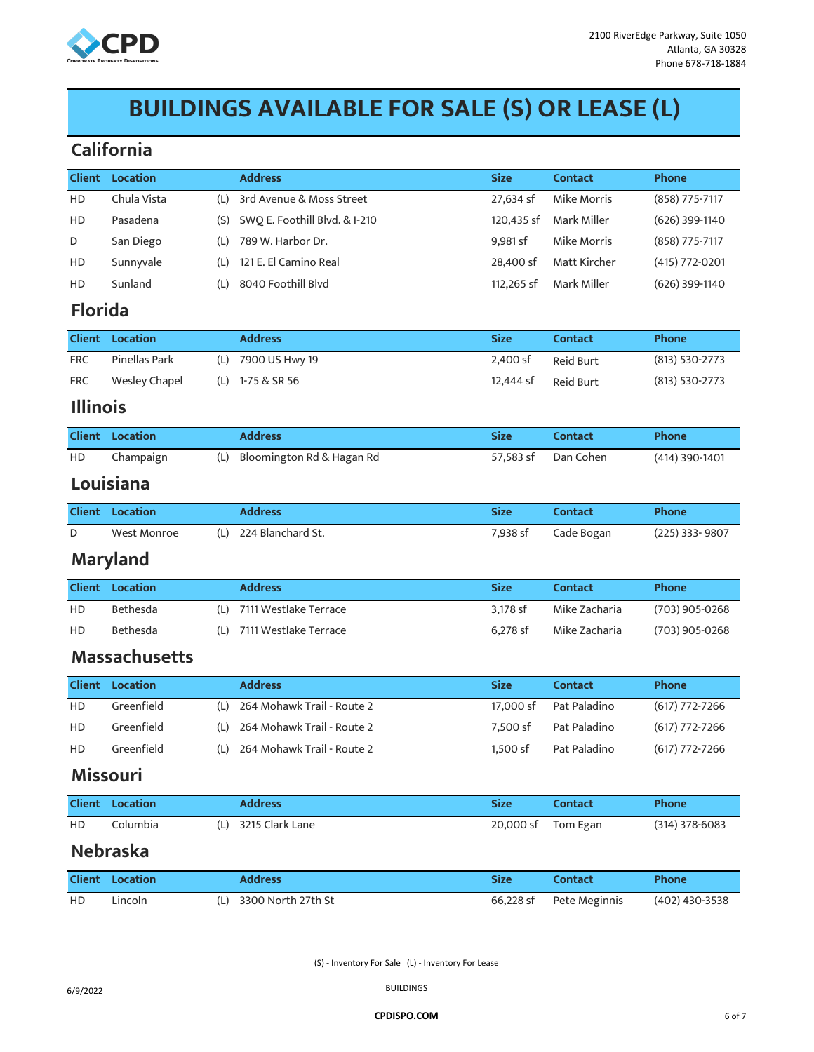CPD
CORPORATE PROPERTY DISPOSITIONS

2100 RiverEdge Parkway, Suite 1050
Atlanta, GA 30328
Phone 678-718-1884

# BUILDINGS AVAILABLE FOR SALE (S) OR LEASE (L)

## California

| Client | Location | | Address | Size | Contact | Phone |
|---|---|---|---|---|---|---|
| HD | Chula Vista | (L) | 3rd Avenue & Moss Street | 27,634 sf | Mike Morris | (858) 775-7117 |
| HD | Pasadena | (S) | SWQ E. Foothill Blvd. & I-210 | 120,435 sf | Mark Miller | (626) 399-1140 |
| D | San Diego | (L) | 789 W. Harbor Dr. | 9,981 sf | Mike Morris | (858) 775-7117 |
| HD | Sunnyvale | (L) | 121 E. El Camino Real | 28,400 sf | Matt Kircher | (415) 772-0201 |
| HD | Sunland | (L) | 8040 Foothill Blvd | 112,265 sf | Mark Miller | (626) 399-1140 |

## Florida

| Client | Location | | Address | Size | Contact | Phone |
|---|---|---|---|---|---|---|
| FRC | Pinellas Park | (L) | 7900 US Hwy 19 | 2,400 sf | Reid Burt | (813) 530-2773 |
| FRC | Wesley Chapel | (L) | 1-75 & SR 56 | 12,444 sf | Reid Burt | (813) 530-2773 |

## Illinois

| Client | Location | | Address | Size | Contact | Phone |
|---|---|---|---|---|---|---|
| HD | Champaign | (L) | Bloomington Rd & Hagan Rd | 57,583 sf | Dan Cohen | (414) 390-1401 |

## Louisiana

| Client | Location | | Address | Size | Contact | Phone |
|---|---|---|---|---|---|---|
| D | West Monroe | (L) | 224 Blanchard St. | 7,938 sf | Cade Bogan | (225) 333- 9807 |

## Maryland

| Client | Location | | Address | Size | Contact | Phone |
|---|---|---|---|---|---|---|
| HD | Bethesda | (L) | 7111 Westlake Terrace | 3,178 sf | Mike Zacharia | (703) 905-0268 |
| HD | Bethesda | (L) | 7111 Westlake Terrace | 6,278 sf | Mike Zacharia | (703) 905-0268 |

## Massachusetts

| Client | Location | | Address | Size | Contact | Phone |
|---|---|---|---|---|---|---|
| HD | Greenfield | (L) | 264 Mohawk Trail - Route 2 | 17,000 sf | Pat Paladino | (617) 772-7266 |
| HD | Greenfield | (L) | 264 Mohawk Trail - Route 2 | 7,500 sf | Pat Paladino | (617) 772-7266 |
| HD | Greenfield | (L) | 264 Mohawk Trail - Route 2 | 1,500 sf | Pat Paladino | (617) 772-7266 |

## Missouri

| Client | Location | | Address | Size | Contact | Phone |
|---|---|---|---|---|---|---|
| HD | Columbia | (L) | 3215 Clark Lane | 20,000 sf | Tom Egan | (314) 378-6083 |

## Nebraska

| Client | Location | | Address | Size | Contact | Phone |
|---|---|---|---|---|---|---|
| HD | Lincoln | (L) | 3300 North 27th St | 66,228 sf | Pete Meginnis | (402) 430-3538 |

(S) - Inventory For Sale (L) - Inventory For Lease

6/9/2022

BUILDINGS

CPDISPO.COM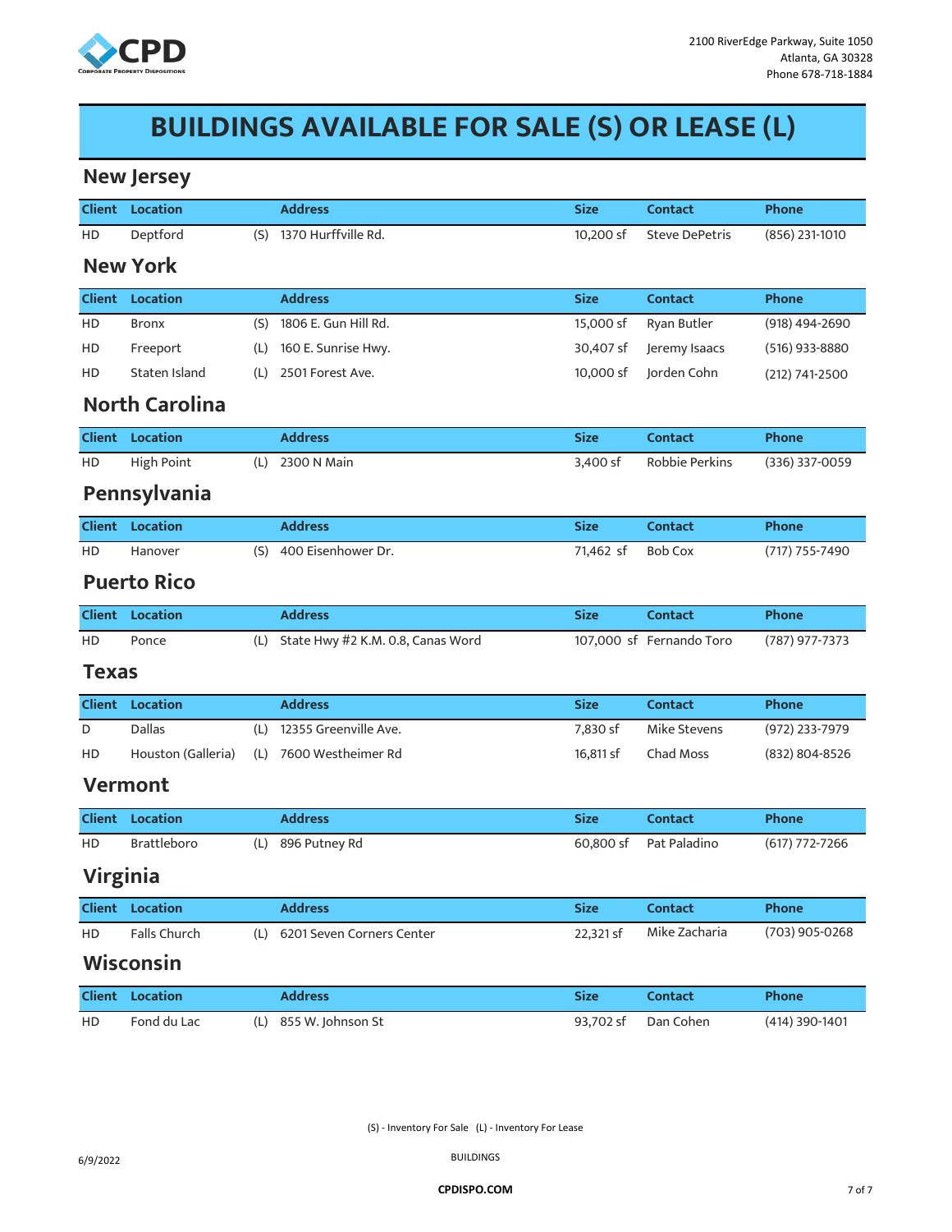# BUILDINGS AVAILABLE FOR SALE (S) OR LEASE (L)

## New Jersey

| Client | Location | | Address | Size | Contact | Phone |
|---|---|---|---|---|---|---|
| HD | Deptford | (S) | 1370 Hurffville Rd. | 10,200 sf | Steve DePetris | (856) 231-1010 |

## New York

| Client | Location | | Address | Size | Contact | Phone |
|---|---|---|---|---|---|---|
| HD | Bronx | (S) | 1806 E. Gun Hill Rd. | 15,000 sf | Ryan Butler | (918) 494-2690 |
| HD | Freeport | (L) | 160 E. Sunrise Hwy. | 30,407 sf | Jeremy Isaacs | (516) 933-8880 |
| HD | Staten Island | (L) | 2501 Forest Ave. | 10,000 sf | Jorden Cohn | (212) 741-2500 |

## North Carolina

| Client | Location | | Address | Size | Contact | Phone |
|---|---|---|---|---|---|---|
| HD | High Point | (L) | 2300 N Main | 3,400 sf | Robbie Perkins | (336) 337-0059 |

## Pennsylvania

| Client | Location | | Address | Size | Contact | Phone |
|---|---|---|---|---|---|---|
| HD | Hanover | (S) | 400 Eisenhower Dr. | 71,462 sf | Bob Cox | (717) 755-7490 |

## Puerto Rico

| Client | Location | | Address | Size | Contact | Phone |
|---|---|---|---|---|---|---|
| HD | Ponce | (L) | State Hwy #2 K.M. 0.8, Canas Word | 107,000 sf | Fernando Toro | (787) 977-7373 |

## Texas

| Client | Location | | Address | Size | Contact | Phone |
|---|---|---|---|---|---|---|
| D | Dallas | (L) | 12355 Greenville Ave. | 7,830 sf | Mike Stevens | (972) 233-7979 |
| HD | Houston (Galleria) | (L) | 7600 Westheimer Rd | 16,811 sf | Chad Moss | (832) 804-8526 |

## Vermont

| Client | Location | | Address | Size | Contact | Phone |
|---|---|---|---|---|---|---|
| HD | Brattleboro | (L) | 896 Putney Rd | 60,800 sf | Pat Paladino | (617) 772-7266 |

## Virginia

| Client | Location | | Address | Size | Contact | Phone |
|---|---|---|---|---|---|---|
| HD | Falls Church | (L) | 6201 Seven Corners Center | 22,321 sf | Mike Zacharia | (703) 905-0268 |

## Wisconsin

| Client | Location | | Address | Size | Contact | Phone |
|---|---|---|---|---|---|---|
| HD | Fond du Lac | (L) | 855 W. Johnson St | 93,702 sf | Dan Cohen | (414) 390-1401 |

(S) - Inventory For Sale (L) - Inventory For Lease